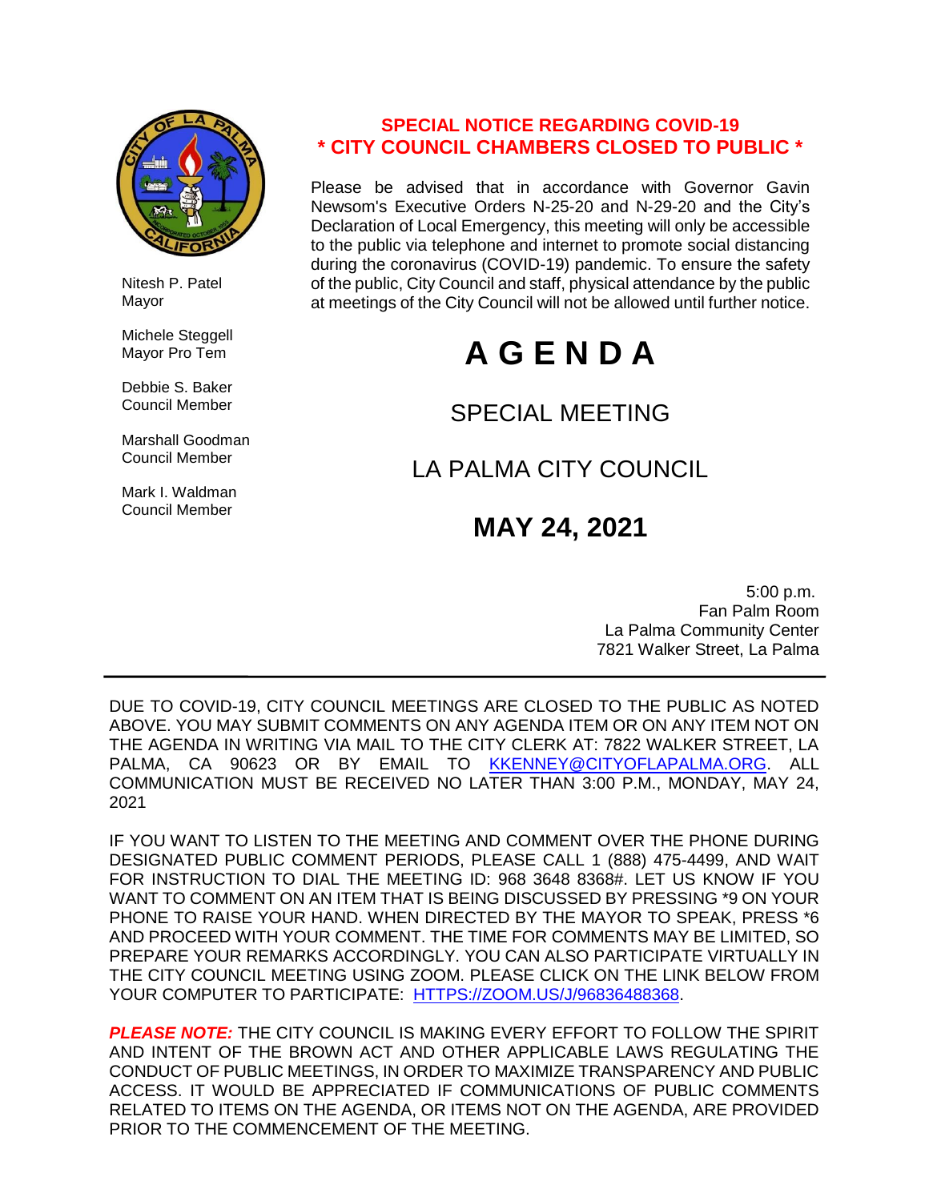Nitesh P. Patel
Mayor

Michele Steggell
Mayor Pro Tem

Debbie S. Baker
Council Member

Marshall Goodman
Council Member

Mark I. Waldman
Council Member

**SPECIAL NOTICE REGARDING COVID-19**
**\* CITY COUNCIL CHAMBERS CLOSED TO PUBLIC \***

Please be advised that in accordance with Governor Gavin Newsom's Executive Orders N-25-20 and N-29-20 and the City's Declaration of Local Emergency, this meeting will only be accessible to the public via telephone and internet to promote social distancing during the coronavirus (COVID-19) pandemic. To ensure the safety of the public, City Council and staff, physical attendance by the public at meetings of the City Council will not be allowed until further notice.

# A G E N D A

## SPECIAL MEETING

## LA PALMA CITY COUNCIL

## MAY 24, 2021

5:00 p.m.
Fan Palm Room
La Palma Community Center
7821 Walker Street, La Palma

---

DUE TO COVID-19, CITY COUNCIL MEETINGS ARE CLOSED TO THE PUBLIC AS NOTED ABOVE. YOU MAY SUBMIT COMMENTS ON ANY AGENDA ITEM OR ON ANY ITEM NOT ON THE AGENDA IN WRITING VIA MAIL TO THE CITY CLERK AT: 7822 WALKER STREET, LA PALMA, CA 90623 OR BY EMAIL TO KKENNEY@CITYOFLAPALMA.ORG. ALL COMMUNICATION MUST BE RECEIVED NO LATER THAN 3:00 P.M., MONDAY, MAY 24, 2021

IF YOU WANT TO LISTEN TO THE MEETING AND COMMENT OVER THE PHONE DURING DESIGNATED PUBLIC COMMENT PERIODS, PLEASE CALL 1 (888) 475-4499, AND WAIT FOR INSTRUCTION TO DIAL THE MEETING ID: 968 3648 8368#. LET US KNOW IF YOU WANT TO COMMENT ON AN ITEM THAT IS BEING DISCUSSED BY PRESSING *9 ON YOUR PHONE TO RAISE YOUR HAND. WHEN DIRECTED BY THE MAYOR TO SPEAK, PRESS *6 AND PROCEED WITH YOUR COMMENT. THE TIME FOR COMMENTS MAY BE LIMITED, SO PREPARE YOUR REMARKS ACCORDINGLY. YOU CAN ALSO PARTICIPATE VIRTUALLY IN THE CITY COUNCIL MEETING USING ZOOM. PLEASE CLICK ON THE LINK BELOW FROM YOUR COMPUTER TO PARTICIPATE: HTTPS://ZOOM.US/J/96836488368.

***PLEASE NOTE:*** THE CITY COUNCIL IS MAKING EVERY EFFORT TO FOLLOW THE SPIRIT AND INTENT OF THE BROWN ACT AND OTHER APPLICABLE LAWS REGULATING THE CONDUCT OF PUBLIC MEETINGS, IN ORDER TO MAXIMIZE TRANSPARENCY AND PUBLIC ACCESS. IT WOULD BE APPRECIATED IF COMMUNICATIONS OF PUBLIC COMMENTS RELATED TO ITEMS ON THE AGENDA, OR ITEMS NOT ON THE AGENDA, ARE PROVIDED PRIOR TO THE COMMENCEMENT OF THE MEETING.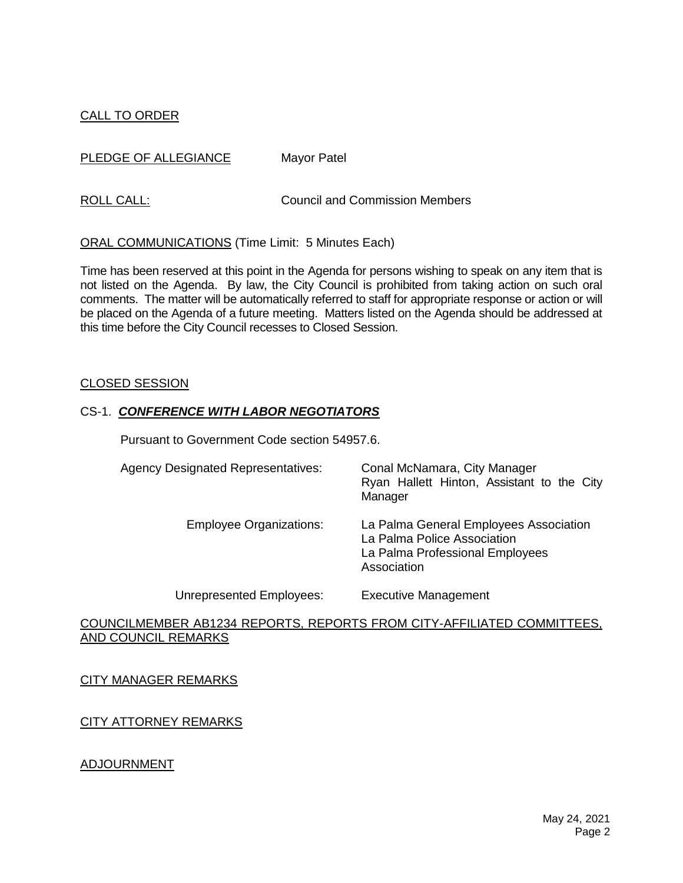## CALL TO ORDER

**PLEDGE OF ALLEGIANCE** Mayor Patel

**ROLL CALL:** Council and Commission Members

## ORAL COMMUNICATIONS (Time Limit: 5 Minutes Each)

Time has been reserved at this point in the Agenda for persons wishing to speak on any item that is not listed on the Agenda. By law, the City Council is prohibited from taking action on such oral comments. The matter will be automatically referred to staff for appropriate response or action or will be placed on the Agenda of a future meeting. Matters listed on the Agenda should be addressed at this time before the City Council recesses to Closed Session.

## CLOSED SESSION

### CS-1. ***CONFERENCE WITH LABOR NEGOTIATORS***

Pursuant to Government Code section 54957.6.

| | |
|---|---|
| Agency Designated Representatives: | Conal McNamara, City Manager<br>Ryan Hallett Hinton, Assistant to the City Manager |
| Employee Organizations: | La Palma General Employees Association<br>La Palma Police Association<br>La Palma Professional Employees Association |
| Unrepresented Employees: | Executive Management |

## COUNCILMEMBER AB1234 REPORTS, REPORTS FROM CITY-AFFILIATED COMMITTEES, AND COUNCIL REMARKS

## CITY MANAGER REMARKS

## CITY ATTORNEY REMARKS

## ADJOURNMENT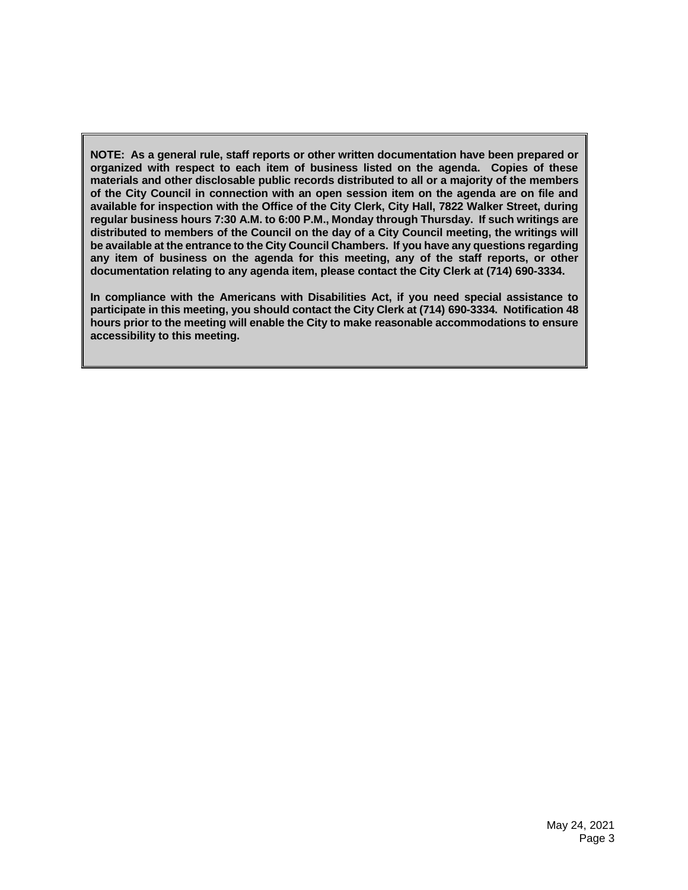**NOTE: As a general rule, staff reports or other written documentation have been prepared or organized with respect to each item of business listed on the agenda. Copies of these materials and other disclosable public records distributed to all or a majority of the members of the City Council in connection with an open session item on the agenda are on file and available for inspection with the Office of the City Clerk, City Hall, 7822 Walker Street, during regular business hours 7:30 A.M. to 6:00 P.M., Monday through Thursday. If such writings are distributed to members of the Council on the day of a City Council meeting, the writings will be available at the entrance to the City Council Chambers. If you have any questions regarding any item of business on the agenda for this meeting, any of the staff reports, or other documentation relating to any agenda item, please contact the City Clerk at (714) 690-3334.**

**In compliance with the Americans with Disabilities Act, if you need special assistance to participate in this meeting, you should contact the City Clerk at (714) 690-3334. Notification 48 hours prior to the meeting will enable the City to make reasonable accommodations to ensure accessibility to this meeting.**